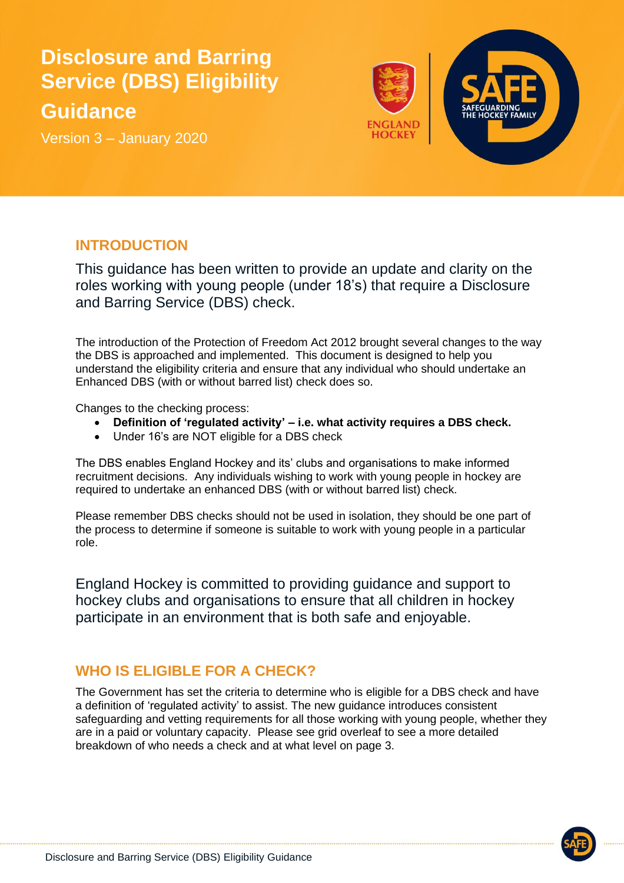# Disclosure and Barring Service (DBS) Eligibility Guidance

Version 3 – January 2020

ENGLAND HOCKEY

SAFE SAFEGUARDING THE HOCKEY FAMILY

## INTRODUCTION

This guidance has been written to provide an update and clarity on the roles working with young people (under 18's) that require a Disclosure and Barring Service (DBS) check.

The introduction of the Protection of Freedom Act 2012 brought several changes to the way the DBS is approached and implemented. This document is designed to help you understand the eligibility criteria and ensure that any individual who should undertake an Enhanced DBS (with or without barred list) check does so.

Changes to the checking process:

- **Definition of 'regulated activity' – i.e. what activity requires a DBS check.**
- Under 16's are NOT eligible for a DBS check

The DBS enables England Hockey and its' clubs and organisations to make informed recruitment decisions. Any individuals wishing to work with young people in hockey are required to undertake an enhanced DBS (with or without barred list) check.

Please remember DBS checks should not be used in isolation, they should be one part of the process to determine if someone is suitable to work with young people in a particular role.

England Hockey is committed to providing guidance and support to hockey clubs and organisations to ensure that all children in hockey participate in an environment that is both safe and enjoyable.

## WHO IS ELIGIBLE FOR A CHECK?

The Government has set the criteria to determine who is eligible for a DBS check and have a definition of 'regulated activity' to assist. The new guidance introduces consistent safeguarding and vetting requirements for all those working with young people, whether they are in a paid or voluntary capacity. Please see grid overleaf to see a more detailed breakdown of who needs a check and at what level on page 3.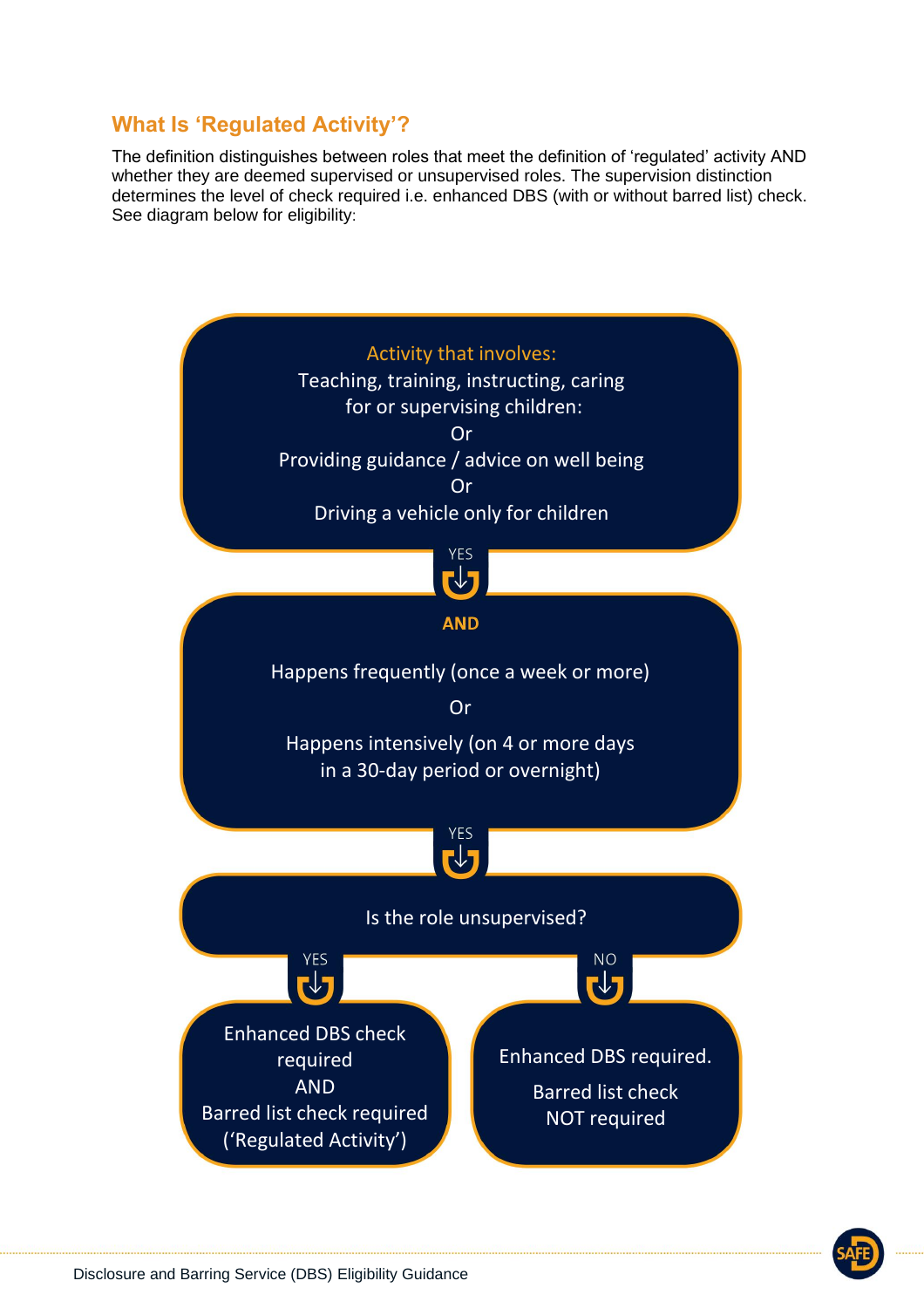## What Is ‘Regulated Activity’?

The definition distinguishes between roles that meet the definition of ‘regulated’ activity AND whether they are deemed supervised or unsupervised roles. The supervision distinction determines the level of check required i.e. enhanced DBS (with or without barred list) check. See diagram below for eligibility:

**Activity that involves:**
Teaching, training, instructing, caring for or supervising children:
Or
Providing guidance / advice on well being
Or
Driving a vehicle only for children

YES ↓

**AND**

Happens frequently (once a week or more)
Or
Happens intensively (on 4 or more days in a 30-day period or overnight)

YES ↓

Is the role unsupervised?

YES ↓

Enhanced DBS check required
AND
Barred list check required
(‘Regulated Activity’)

NO ↓

Enhanced DBS required.
Barred list check NOT required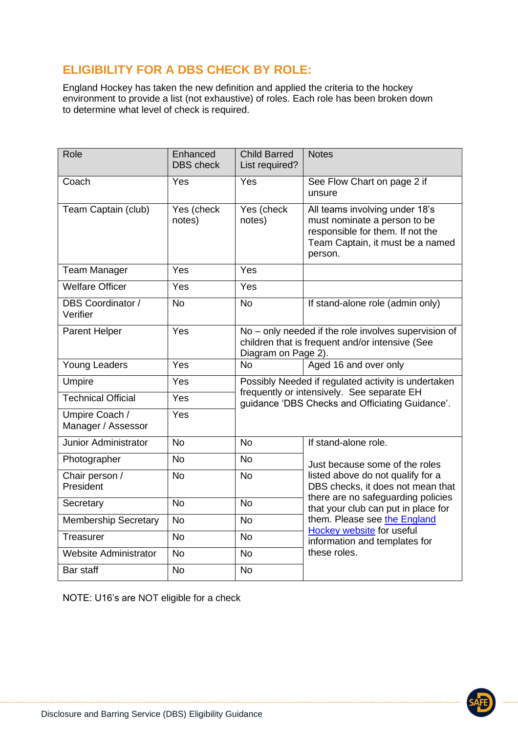## ELIGIBILITY FOR A DBS CHECK BY ROLE:

England Hockey has taken the new definition and applied the criteria to the hockey environment to provide a list (not exhaustive) of roles. Each role has been broken down to determine what level of check is required.

| Role | Enhanced DBS check | Child Barred List required? | Notes |
|---|---|---|---|
| Coach | Yes | Yes | See Flow Chart on page 2 if unsure |
| Team Captain (club) | Yes (check notes) | Yes (check notes) | All teams involving under 18's must nominate a person to be responsible for them. If not the Team Captain, it must be a named person. |
| Team Manager | Yes | Yes | |
| Welfare Officer | Yes | Yes | |
| DBS Coordinator / Verifier | No | No | If stand-alone role (admin only) |
| Parent Helper | Yes | No – only needed if the role involves supervision of children that is frequent and/or intensive (See Diagram on Page 2). | |
| Young Leaders | Yes | No | Aged 16 and over only |
| Umpire | Yes | Possibly Needed if regulated activity is undertaken frequently or intensively. See separate EH guidance 'DBS Checks and Officiating Guidance'. | |
| Technical Official | Yes | | |
| Umpire Coach / Manager / Assessor | Yes | | |
| Junior Administrator | No | No | If stand-alone role. Just because some of the roles listed above do not qualify for a DBS checks, it does not mean that there are no safeguarding policies that your club can put in place for them. Please see [the England Hockey website] for useful information and templates for these roles. |
| Photographer | No | No | |
| Chair person / President | No | No | |
| Secretary | No | No | |
| Membership Secretary | No | No | |
| Treasurer | No | No | |
| Website Administrator | No | No | |
| Bar staff | No | No | |

NOTE: U16's are NOT eligible for a check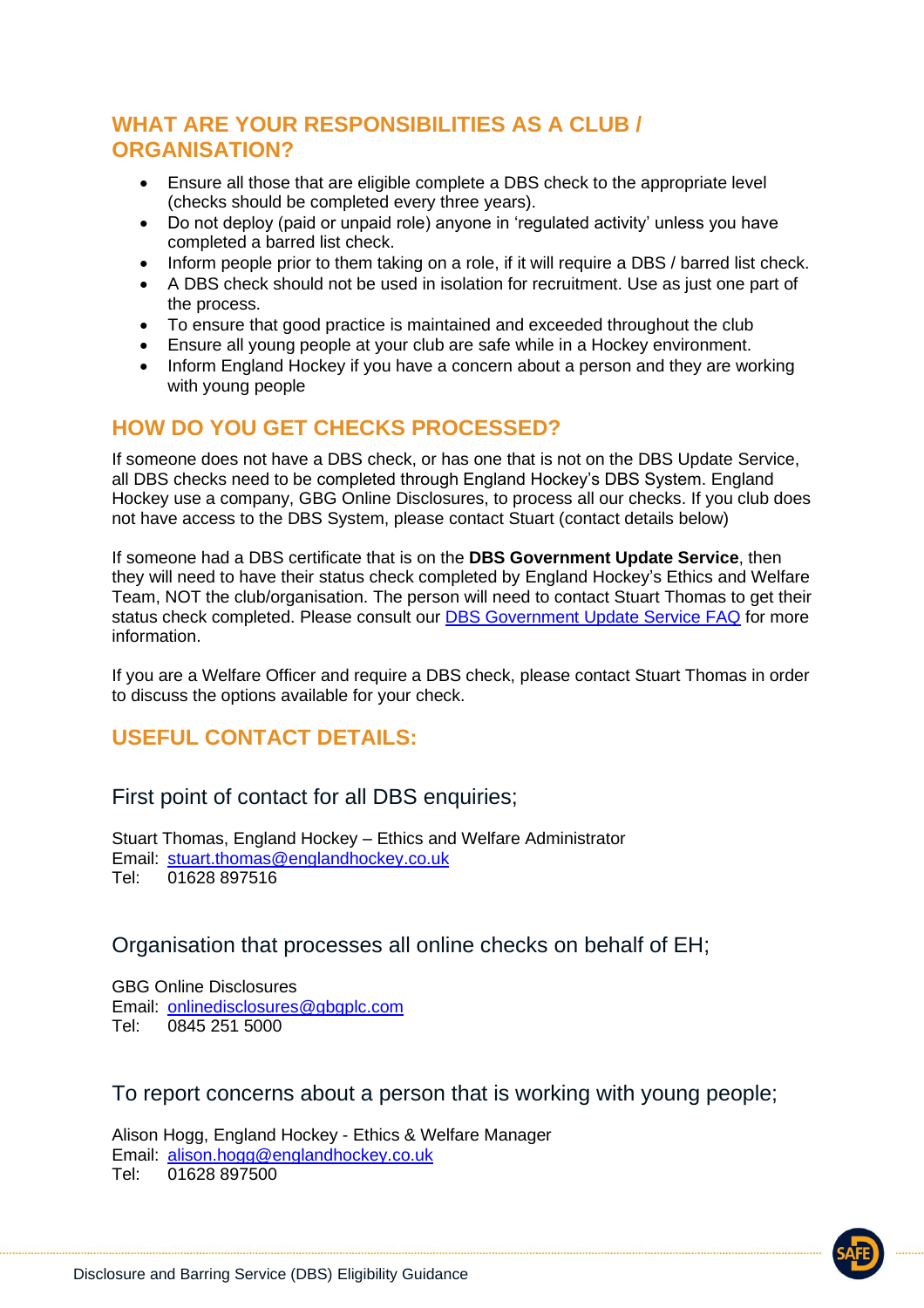## WHAT ARE YOUR RESPONSIBILITIES AS A CLUB / ORGANISATION?

- Ensure all those that are eligible complete a DBS check to the appropriate level (checks should be completed every three years).
- Do not deploy (paid or unpaid role) anyone in 'regulated activity' unless you have completed a barred list check.
- Inform people prior to them taking on a role, if it will require a DBS / barred list check.
- A DBS check should not be used in isolation for recruitment. Use as just one part of the process.
- To ensure that good practice is maintained and exceeded throughout the club
- Ensure all young people at your club are safe while in a Hockey environment.
- Inform England Hockey if you have a concern about a person and they are working with young people

## HOW DO YOU GET CHECKS PROCESSED?

If someone does not have a DBS check, or has one that is not on the DBS Update Service, all DBS checks need to be completed through England Hockey's DBS System. England Hockey use a company, GBG Online Disclosures, to process all our checks. If you club does not have access to the DBS System, please contact Stuart (contact details below)

If someone had a DBS certificate that is on the **DBS Government Update Service**, then they will need to have their status check completed by England Hockey's Ethics and Welfare Team, NOT the club/organisation. The person will need to contact Stuart Thomas to get their status check completed. Please consult our DBS Government Update Service FAQ for more information.

If you are a Welfare Officer and require a DBS check, please contact Stuart Thomas in order to discuss the options available for your check.

## USEFUL CONTACT DETAILS:

### First point of contact for all DBS enquiries;

Stuart Thomas, England Hockey – Ethics and Welfare Administrator
Email: stuart.thomas@englandhockey.co.uk
Tel: 01628 897516

### Organisation that processes all online checks on behalf of EH;

GBG Online Disclosures
Email: onlinedisclosures@gbgplc.com
Tel: 0845 251 5000

### To report concerns about a person that is working with young people;

Alison Hogg, England Hockey - Ethics & Welfare Manager
Email: alison.hogg@englandhockey.co.uk
Tel: 01628 897500